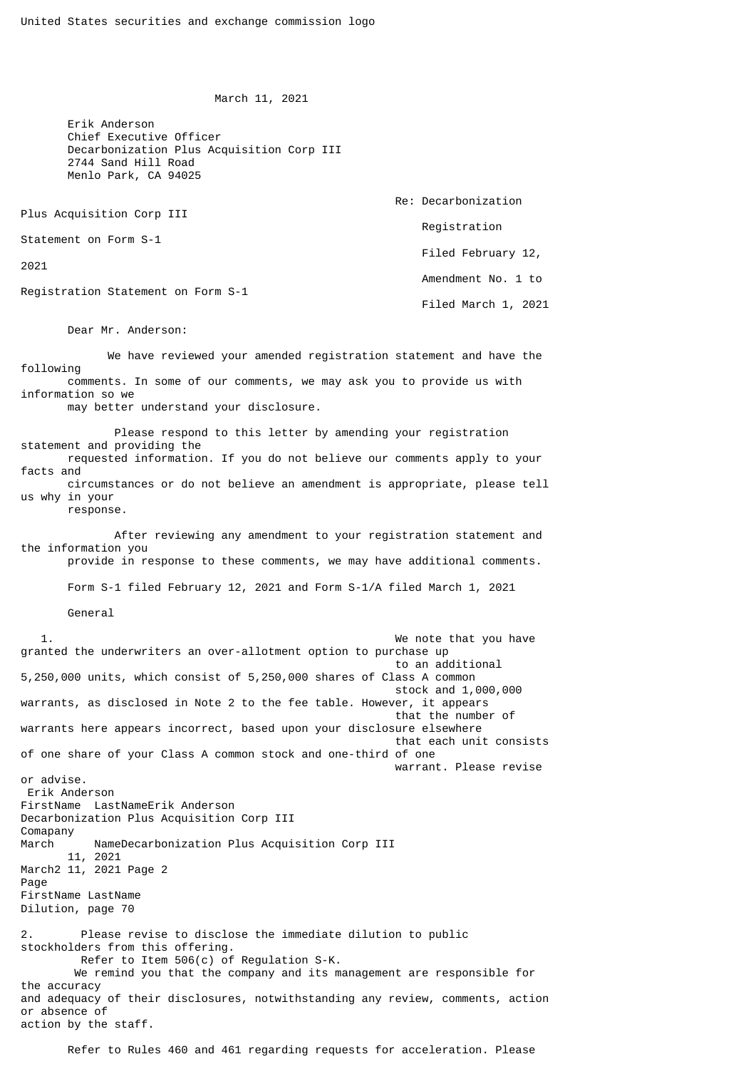United States securities and exchange commission logo

March 11, 2021

Erik Anderson
Chief Executive Officer
Decarbonization Plus Acquisition Corp III
2744 Sand Hill Road
Menlo Park, CA 94025

Re: Decarbonization Plus Acquisition Corp III
Registration Statement on Form S-1
Filed February 12, 2021
Amendment No. 1 to Registration Statement on Form S-1
Filed March 1, 2021

Dear Mr. Anderson:

We have reviewed your amended registration statement and have the following comments. In some of our comments, we may ask you to provide us with information so we may better understand your disclosure.

Please respond to this letter by amending your registration statement and providing the requested information. If you do not believe our comments apply to your facts and circumstances or do not believe an amendment is appropriate, please tell us why in your response.

After reviewing any amendment to your registration statement and the information you provide in response to these comments, we may have additional comments.

Form S-1 filed February 12, 2021 and Form S-1/A filed March 1, 2021

General

1. We note that you have granted the underwriters an over-allotment option to purchase up to an additional 5,250,000 units, which consist of 5,250,000 shares of Class A common stock and 1,000,000 warrants, as disclosed in Note 2 to the fee table. However, it appears that the number of warrants here appears incorrect, based upon your disclosure elsewhere that each unit consists of one share of your Class A common stock and one-third of one warrant. Please revise or advise.

Dilution, page 70

2. Please revise to disclose the immediate dilution to public stockholders from this offering. Refer to Item 506(c) of Regulation S-K.

We remind you that the company and its management are responsible for the accuracy and adequacy of their disclosures, notwithstanding any review, comments, action or absence of action by the staff.

Refer to Rules 460 and 461 regarding requests for acceleration. Please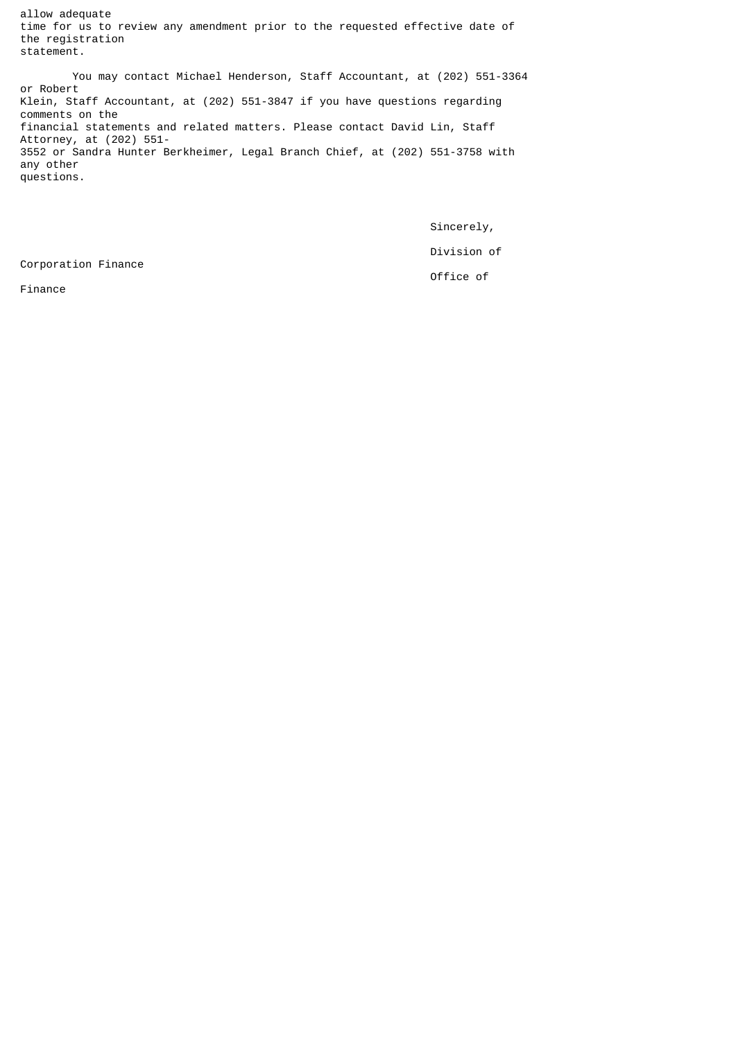allow adequate time for us to review any amendment prior to the requested effective date of the registration statement.

You may contact Michael Henderson, Staff Accountant, at (202) 551-3364 or Robert Klein, Staff Accountant, at (202) 551-3847 if you have questions regarding comments on the financial statements and related matters. Please contact David Lin, Staff Attorney, at (202) 551-3552 or Sandra Hunter Berkheimer, Legal Branch Chief, at (202) 551-3758 with any other questions.

Sincerely,

Division of Corporation Finance

Office of Finance